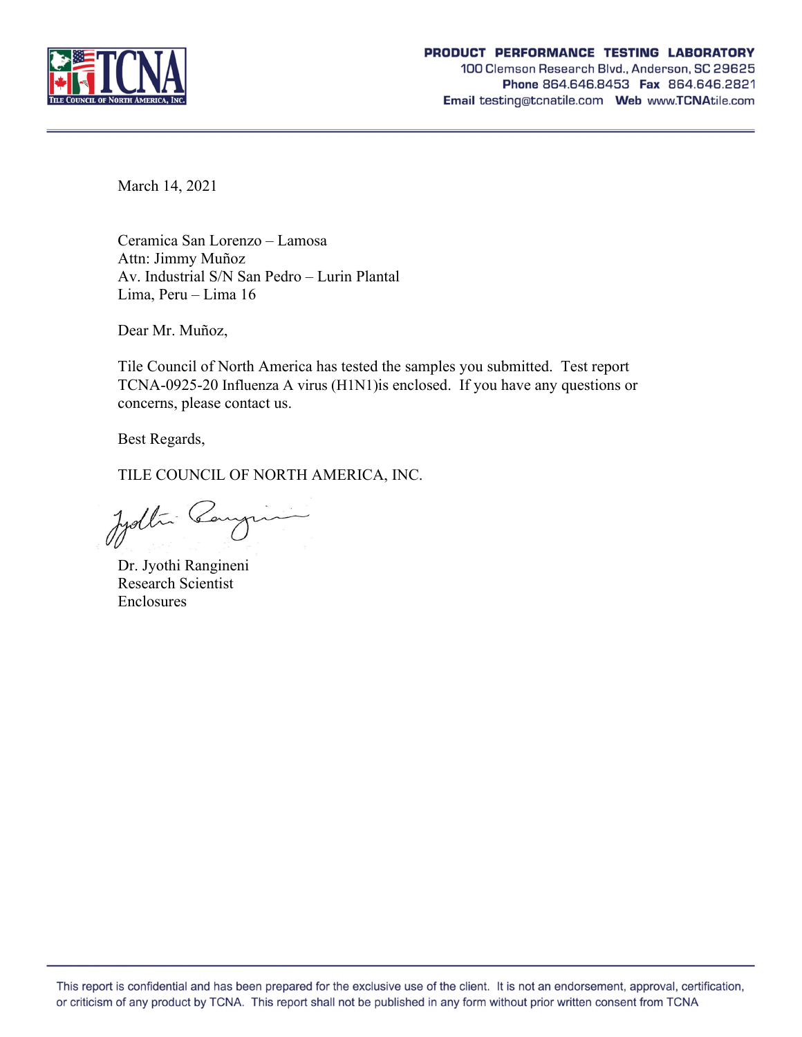**PRODUCT PERFORMANCE TESTING LABORATORY**
100 Clemson Research Blvd., Anderson, SC 29625
**Phone** 864.646.8453 **Fax** 864.646.2821
**Email** testing@tcnatile.com **Web** www.TCNAtile.com

March 14, 2021

Ceramica San Lorenzo – Lamosa
Attn: Jimmy Muñoz
Av. Industrial S/N San Pedro – Lurin Plantal
Lima, Peru – Lima 16

Dear Mr. Muñoz,

Tile Council of North America has tested the samples you submitted. Test report TCNA-0925-20 Influenza A virus (H1N1)is enclosed. If you have any questions or concerns, please contact us.

Best Regards,

TILE COUNCIL OF NORTH AMERICA, INC.

Dr. Jyothi Rangineni
Research Scientist
Enclosures

This report is confidential and has been prepared for the exclusive use of the client. It is not an endorsement, approval, certification, or criticism of any product by TCNA. This report shall not be published in any form without prior written consent from TCNA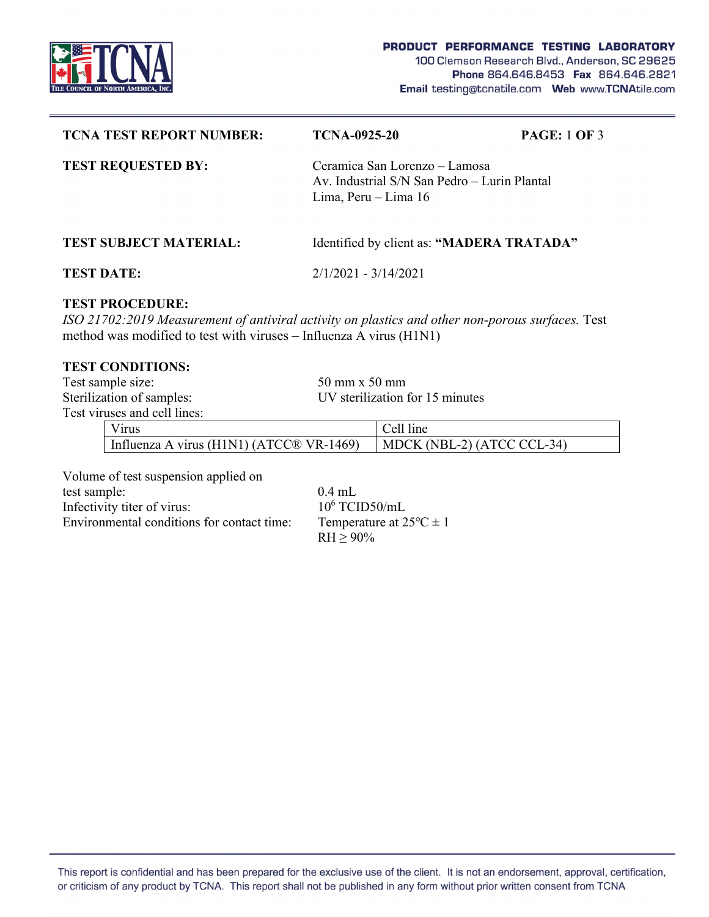| **TCNA TEST REPORT NUMBER:** | **TCNA-0925-20** | **PAGE:** 1 **OF** 3 |
|---|---|---|

**TEST REQUESTED BY:** Ceramica San Lorenzo – Lamosa
Av. Industrial S/N San Pedro – Lurin Plantal
Lima, Peru – Lima 16

**TEST SUBJECT MATERIAL:** Identified by client as: **"MADERA TRATADA"**

**TEST DATE:** 2/1/2021 - 3/14/2021

**TEST PROCEDURE:**

*ISO 21702:2019 Measurement of antiviral activity on plastics and other non-porous surfaces.* Test method was modified to test with viruses – Influenza A virus (H1N1)

**TEST CONDITIONS:**

Test sample size: 50 mm x 50 mm

Sterilization of samples: UV sterilization for 15 minutes

Test viruses and cell lines:

| Virus | Cell line |
|---|---|
| Influenza A virus (H1N1) (ATCC® VR-1469) | MDCK (NBL-2) (ATCC CCL-34) |

Volume of test suspension applied on test sample: 0.4 mL

Infectivity titer of virus: $10^6$ TCID50/mL

Environmental conditions for contact time: Temperature at 25°C ± 1
RH ≥ 90%

This report is confidential and has been prepared for the exclusive use of the client. It is not an endorsement, approval, certification, or criticism of any product by TCNA. This report shall not be published in any form without prior written consent from TCNA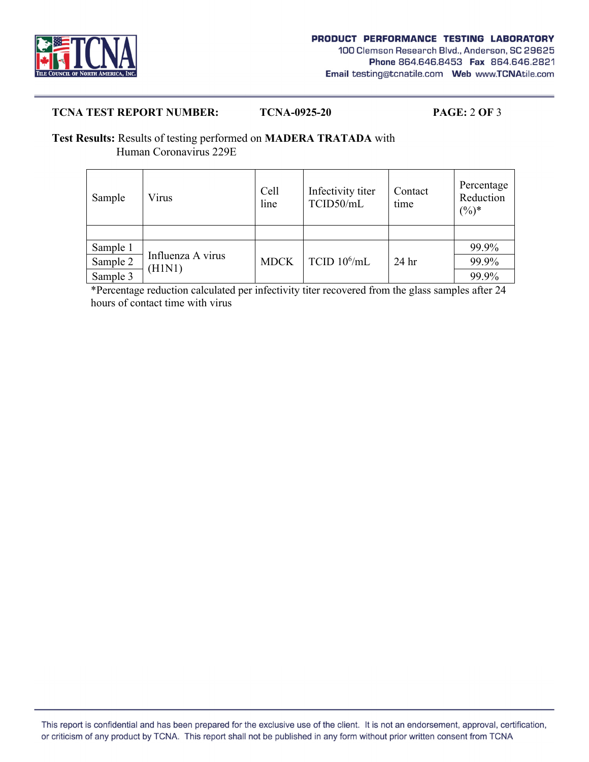**TCNA TEST REPORT NUMBER:** **TCNA-0925-20**

**Test Results:** Results of testing performed on **MADERA TRATADA** with Human Coronavirus 229E

| Sample | Virus | Cell line | Infectivity titer TCID50/mL | Contact time | Percentage Reduction (%)* |
|---|---|---|---|---|---|
| | | | | | |
| Sample 1 | Influenza A virus (H1N1) | MDCK | TCID $10^6$/mL | 24 hr | 99.9% |
| Sample 2 | | | | | 99.9% |
| Sample 3 | | | | | 99.9% |

*Percentage reduction calculated per infectivity titer recovered from the glass samples after 24 hours of contact time with virus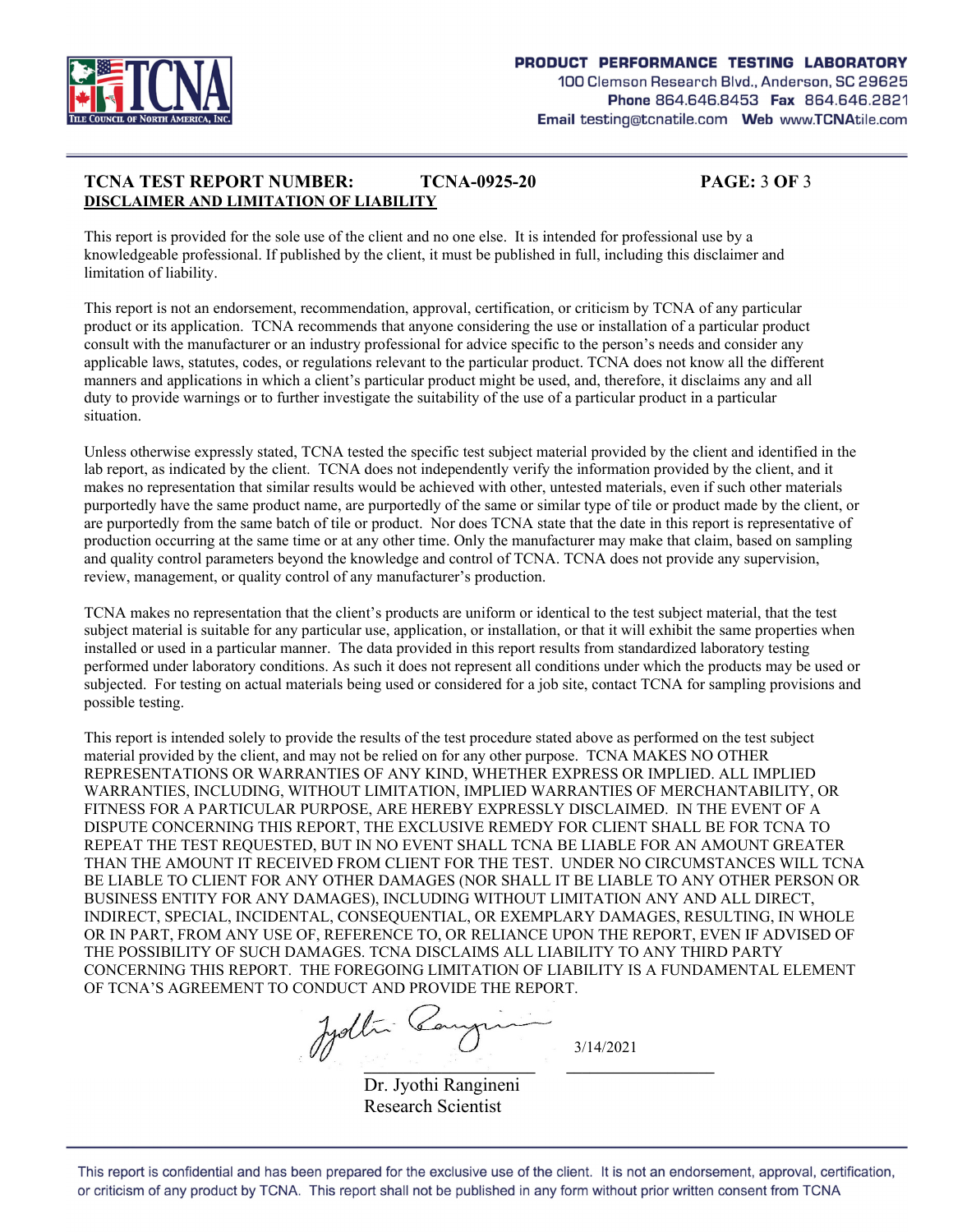**TCNA TEST REPORT NUMBER:** **TCNA-0925-20**

## DISCLAIMER AND LIMITATION OF LIABILITY

This report is provided for the sole use of the client and no one else. It is intended for professional use by a knowledgeable professional. If published by the client, it must be published in full, including this disclaimer and limitation of liability.

This report is not an endorsement, recommendation, approval, certification, or criticism by TCNA of any particular product or its application. TCNA recommends that anyone considering the use or installation of a particular product consult with the manufacturer or an industry professional for advice specific to the person's needs and consider any applicable laws, statutes, codes, or regulations relevant to the particular product. TCNA does not know all the different manners and applications in which a client's particular product might be used, and, therefore, it disclaims any and all duty to provide warnings or to further investigate the suitability of the use of a particular product in a particular situation.

Unless otherwise expressly stated, TCNA tested the specific test subject material provided by the client and identified in the lab report, as indicated by the client. TCNA does not independently verify the information provided by the client, and it makes no representation that similar results would be achieved with other, untested materials, even if such other materials purportedly have the same product name, are purportedly of the same or similar type of tile or product made by the client, or are purportedly from the same batch of tile or product. Nor does TCNA state that the date in this report is representative of production occurring at the same time or at any other time. Only the manufacturer may make that claim, based on sampling and quality control parameters beyond the knowledge and control of TCNA. TCNA does not provide any supervision, review, management, or quality control of any manufacturer's production.

TCNA makes no representation that the client's products are uniform or identical to the test subject material, that the test subject material is suitable for any particular use, application, or installation, or that it will exhibit the same properties when installed or used in a particular manner. The data provided in this report results from standardized laboratory testing performed under laboratory conditions. As such it does not represent all conditions under which the products may be used or subjected. For testing on actual materials being used or considered for a job site, contact TCNA for sampling provisions and possible testing.

This report is intended solely to provide the results of the test procedure stated above as performed on the test subject material provided by the client, and may not be relied on for any other purpose. TCNA MAKES NO OTHER REPRESENTATIONS OR WARRANTIES OF ANY KIND, WHETHER EXPRESS OR IMPLIED. ALL IMPLIED WARRANTIES, INCLUDING, WITHOUT LIMITATION, IMPLIED WARRANTIES OF MERCHANTABILITY, OR FITNESS FOR A PARTICULAR PURPOSE, ARE HEREBY EXPRESSLY DISCLAIMED. IN THE EVENT OF A DISPUTE CONCERNING THIS REPORT, THE EXCLUSIVE REMEDY FOR CLIENT SHALL BE FOR TCNA TO REPEAT THE TEST REQUESTED, BUT IN NO EVENT SHALL TCNA BE LIABLE FOR AN AMOUNT GREATER THAN THE AMOUNT IT RECEIVED FROM CLIENT FOR THE TEST. UNDER NO CIRCUMSTANCES WILL TCNA BE LIABLE TO CLIENT FOR ANY OTHER DAMAGES (NOR SHALL IT BE LIABLE TO ANY OTHER PERSON OR BUSINESS ENTITY FOR ANY DAMAGES), INCLUDING WITHOUT LIMITATION ANY AND ALL DIRECT, INDIRECT, SPECIAL, INCIDENTAL, CONSEQUENTIAL, OR EXEMPLARY DAMAGES, RESULTING, IN WHOLE OR IN PART, FROM ANY USE OF, REFERENCE TO, OR RELIANCE UPON THE REPORT, EVEN IF ADVISED OF THE POSSIBILITY OF SUCH DAMAGES. TCNA DISCLAIMS ALL LIABILITY TO ANY THIRD PARTY CONCERNING THIS REPORT. THE FOREGOING LIMITATION OF LIABILITY IS A FUNDAMENTAL ELEMENT OF TCNA'S AGREEMENT TO CONDUCT AND PROVIDE THE REPORT.

3/14/2021

Dr. Jyothi Rangineni
Research Scientist